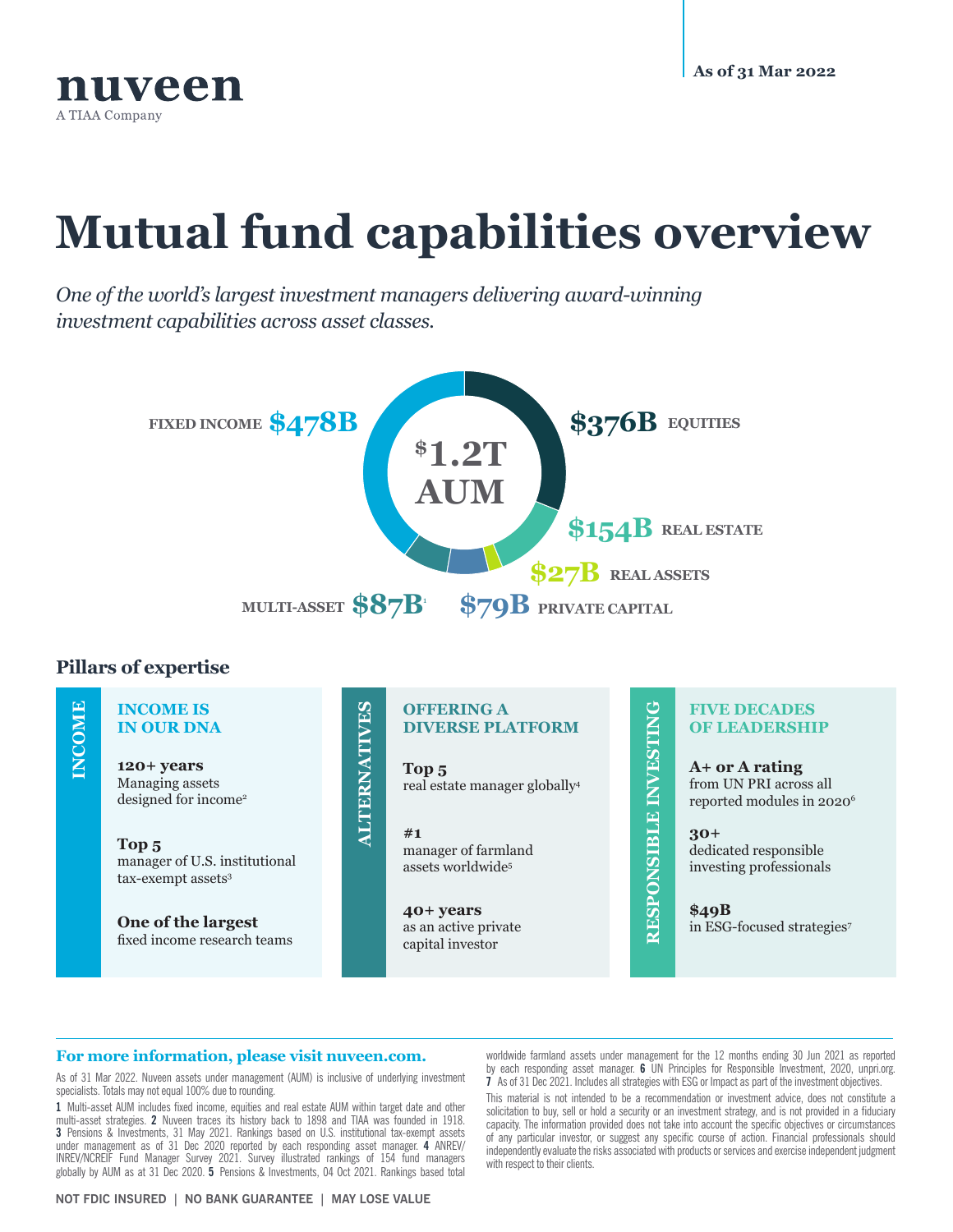nuveen
A TIAA Company

As of 31 Mar 2022

# Mutual fund capabilities overview

*One of the world's largest investment managers delivering award-winning investment capabilities across asset classes.*

**$1.2T AUM**

- FIXED INCOME **$478B**
- **$376B** EQUITIES
- **$154B** REAL ESTATE
- **$27B** REAL ASSETS
- **$79B** PRIVATE CAPITAL
- MULTI-ASSET **$87B**[1]

## Pillars of expertise

### INCOME

**INCOME IS IN OUR DNA**

**120+ years**
Managing assets designed for income[2]

**Top 5**
manager of U.S. institutional tax-exempt assets[3]

**One of the largest**
fixed income research teams

### ALTERNATIVES

**OFFERING A DIVERSE PLATFORM**

**Top 5**
real estate manager globally[4]

**#1**
manager of farmland assets worldwide[5]

**40+ years**
as an active private capital investor

### RESPONSIBLE INVESTING

**FIVE DECADES OF LEADERSHIP**

**A+ or A rating**
from UN PRI across all reported modules in 2020[6]

**30+**
dedicated responsible investing professionals

**$49B**
in ESG-focused strategies[7]

**For more information, please visit nuveen.com.**

As of 31 Mar 2022. Nuveen assets under management (AUM) is inclusive of underlying investment specialists. Totals may not equal 100% due to rounding.

**1** Multi-asset AUM includes fixed income, equities and real estate AUM within target date and other multi-asset strategies. **2** Nuveen traces its history back to 1898 and TIAA was founded in 1918. **3** Pensions & Investments, 31 May 2021. Rankings based on U.S. institutional tax-exempt assets under management as of 31 Dec 2020 reported by each responding asset manager. **4** ANREV/INREV/NCREIF Fund Manager Survey 2021. Survey illustrated rankings of 154 fund managers globally by AUM as at 31 Dec 2020. **5** Pensions & Investments, 04 Oct 2021. Rankings based total worldwide farmland assets under management for the 12 months ending 30 Jun 2021 as reported by each responding asset manager. **6** UN Principles for Responsible Investment, 2020, unpri.org. **7** As of 31 Dec 2021. Includes all strategies with ESG or Impact as part of the investment objectives.

This material is not intended to be a recommendation or investment advice, does not constitute a solicitation to buy, sell or hold a security or an investment strategy, and is not provided in a fiduciary capacity. The information provided does not take into account the specific objectives or circumstances of any particular investor, or suggest any specific course of action. Financial professionals should independently evaluate the risks associated with products or services and exercise independent judgment with respect to their clients.

NOT FDIC INSURED | NO BANK GUARANTEE | MAY LOSE VALUE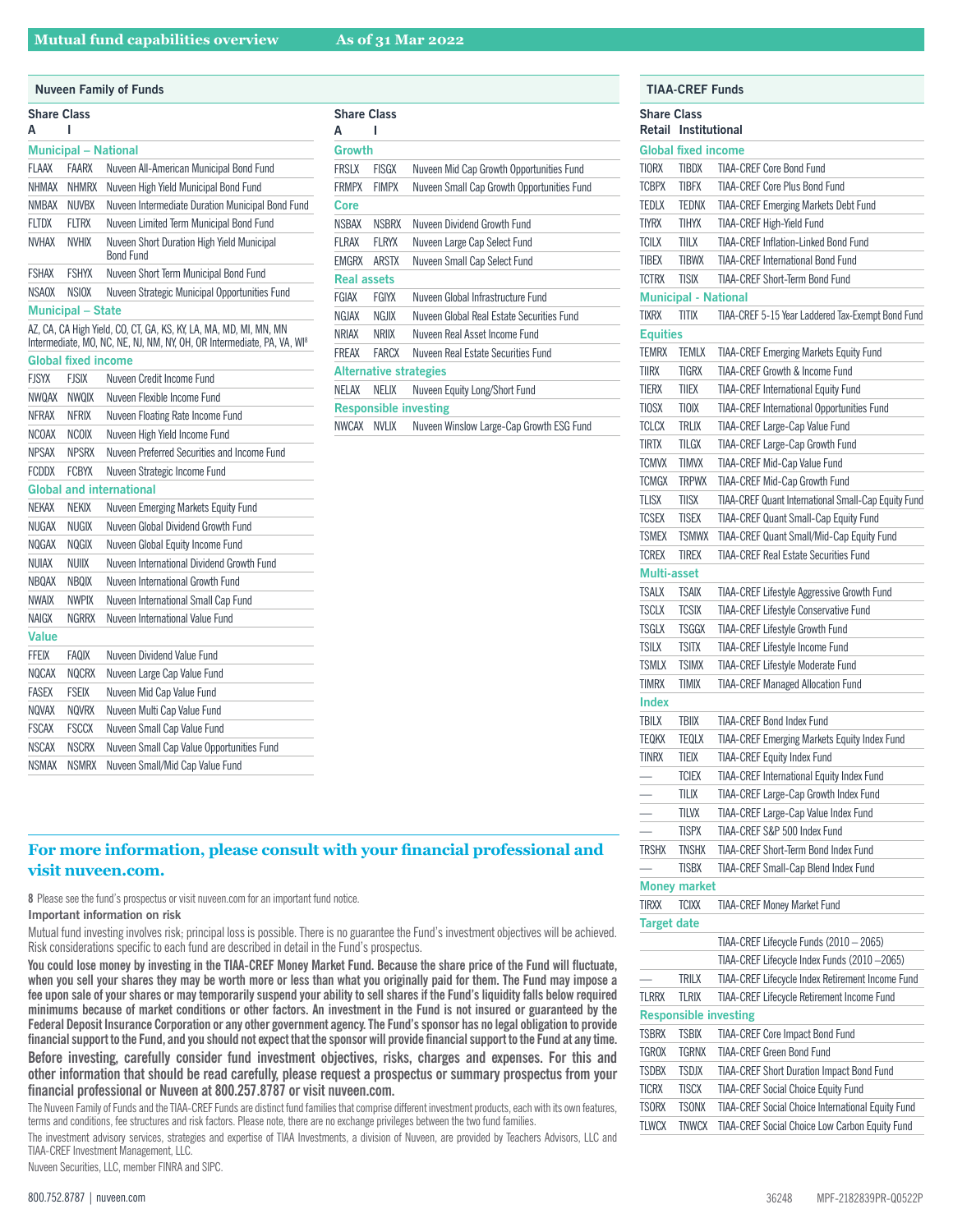## Mutual fund capabilities overview — As of 31 Mar 2022

### Nuveen Family of Funds

| Share Class A | I | Fund |
|---|---|---|
| **Municipal – National** | | |
| FLAAX | FAARX | Nuveen All-American Municipal Bond Fund |
| NHMAX | NHMRX | Nuveen High Yield Municipal Bond Fund |
| NMBAX | NUVBX | Nuveen Intermediate Duration Municipal Bond Fund |
| FLTDX | FLTRX | Nuveen Limited Term Municipal Bond Fund |
| NVHAX | NVHIX | Nuveen Short Duration High Yield Municipal Bond Fund |
| FSHAX | FSHYX | Nuveen Short Term Municipal Bond Fund |
| NSAOX | NSIOX | Nuveen Strategic Municipal Opportunities Fund |
| **Municipal – State** | | |
| AZ, CA, CA High Yield, CO, CT, GA, KS, KY, LA, MA, MD, MI, MN, MN Intermediate, MO, NC, NE, NJ, NM, NY, OH, OR Intermediate, PA, VA, WI[8] | | |
| **Global fixed income** | | |
| FJSYX | FJSIX | Nuveen Credit Income Fund |
| NWQAX | NWQIX | Nuveen Flexible Income Fund |
| NFRAX | NFRIX | Nuveen Floating Rate Income Fund |
| NCOAX | NCOIX | Nuveen High Yield Income Fund |
| NPSAX | NPSRX | Nuveen Preferred Securities and Income Fund |
| FCDDX | FCBYX | Nuveen Strategic Income Fund |
| **Global and international** | | |
| NEKAX | NEKIX | Nuveen Emerging Markets Equity Fund |
| NUGAX | NUGIX | Nuveen Global Dividend Growth Fund |
| NQGAX | NQGIX | Nuveen Global Equity Income Fund |
| NUIAX | NUIIX | Nuveen International Dividend Growth Fund |
| NBQAX | NBQIX | Nuveen International Growth Fund |
| NWAIX | NWPIX | Nuveen International Small Cap Fund |
| NAIGX | NGRRX | Nuveen International Value Fund |
| **Value** | | |
| FFEIX | FAQIX | Nuveen Dividend Value Fund |
| NQCAX | NQCRX | Nuveen Large Cap Value Fund |
| FASEX | FSEIX | Nuveen Mid Cap Value Fund |
| NQVAX | NQVRX | Nuveen Multi Cap Value Fund |
| FSCAX | FSCCX | Nuveen Small Cap Value Fund |
| NSCAX | NSCRX | Nuveen Small Cap Value Opportunities Fund |
| NSMAX | NSMRX | Nuveen Small/Mid Cap Value Fund |
| **Growth** | | |
| FRSLX | FISGX | Nuveen Mid Cap Growth Opportunities Fund |
| FRMPX | FIMPX | Nuveen Small Cap Growth Opportunities Fund |
| **Core** | | |
| NSBAX | NSBRX | Nuveen Dividend Growth Fund |
| FLRAX | FLRYX | Nuveen Large Cap Select Fund |
| EMGRX | ARSTX | Nuveen Small Cap Select Fund |
| **Real assets** | | |
| FGIAX | FGIYX | Nuveen Global Infrastructure Fund |
| NGJAX | NGJIX | Nuveen Global Real Estate Securities Fund |
| NRIAX | NRIIX | Nuveen Real Asset Income Fund |
| FREAX | FARCX | Nuveen Real Estate Securities Fund |
| **Alternative strategies** | | |
| NELAX | NELIX | Nuveen Equity Long/Short Fund |
| **Responsible investing** | | |
| NWCAX | NVLIX | Nuveen Winslow Large-Cap Growth ESG Fund |

### TIAA-CREF Funds

| Share Class Retail | Institutional | Fund |
|---|---|---|
| **Global fixed income** | | |
| TIORX | TIBDX | TIAA-CREF Core Bond Fund |
| TCBPX | TIBFX | TIAA-CREF Core Plus Bond Fund |
| TEDLX | TEDNX | TIAA-CREF Emerging Markets Debt Fund |
| TIYRX | TIHYX | TIAA-CREF High-Yield Fund |
| TCILX | TIILX | TIAA-CREF Inflation-Linked Bond Fund |
| TIBEX | TIBWX | TIAA-CREF International Bond Fund |
| TCTRX | TISIX | TIAA-CREF Short-Term Bond Fund |
| **Municipal - National** | | |
| TIXRX | TITIX | TIAA-CREF 5-15 Year Laddered Tax-Exempt Bond Fund |
| **Equities** | | |
| TEMRX | TEMLX | TIAA-CREF Emerging Markets Equity Fund |
| TIIRX | TIGRX | TIAA-CREF Growth & Income Fund |
| TIERX | TIIEX | TIAA-CREF International Equity Fund |
| TIOSX | TIOIX | TIAA-CREF International Opportunities Fund |
| TCLCX | TRLIX | TIAA-CREF Large-Cap Value Fund |
| TIRTX | TILGX | TIAA-CREF Large-Cap Growth Fund |
| TCMVX | TIMVX | TIAA-CREF Mid-Cap Value Fund |
| TCMGX | TRPWX | TIAA-CREF Mid-Cap Growth Fund |
| TLISX | TIISX | TIAA-CREF Quant International Small-Cap Equity Fund |
| TCSEX | TISEX | TIAA-CREF Quant Small-Cap Equity Fund |
| TSMEX | TSMWX | TIAA-CREF Quant Small/Mid-Cap Equity Fund |
| TCREX | TIREX | TIAA-CREF Real Estate Securities Fund |
| **Multi-asset** | | |
| TSALX | TSAIX | TIAA-CREF Lifestyle Aggressive Growth Fund |
| TSCLX | TCSIX | TIAA-CREF Lifestyle Conservative Fund |
| TSGLX | TSGGX | TIAA-CREF Lifestyle Growth Fund |
| TSILX | TSITX | TIAA-CREF Lifestyle Income Fund |
| TSMLX | TSIMX | TIAA-CREF Lifestyle Moderate Fund |
| TIMRX | TIMIX | TIAA-CREF Managed Allocation Fund |
| **Index** | | |
| TBILX | TBIIX | TIAA-CREF Bond Index Fund |
| TEQKX | TEQLX | TIAA-CREF Emerging Markets Equity Index Fund |
| TINRX | TIEIX | TIAA-CREF Equity Index Fund |
| — | TCIEX | TIAA-CREF International Equity Index Fund |
| — | TILIX | TIAA-CREF Large-Cap Growth Index Fund |
| — | TILVX | TIAA-CREF Large-Cap Value Index Fund |
| — | TISPX | TIAA-CREF S&P 500 Index Fund |
| TRSHX | TNSHX | TIAA-CREF Short-Term Bond Index Fund |
| — | TISBX | TIAA-CREF Small-Cap Blend Index Fund |
| **Money market** | | |
| TIRXX | TCIXX | TIAA-CREF Money Market Fund |
| **Target date** | | |
| | | TIAA-CREF Lifecycle Funds (2010 – 2065) |
| | | TIAA-CREF Lifecycle Index Funds (2010 –2065) |
| — | TRILX | TIAA-CREF Lifecycle Index Retirement Income Fund |
| TLRRX | TLRIX | TIAA-CREF Lifecycle Retirement Income Fund |
| **Responsible investing** | | |
| TSBRX | TSBIX | TIAA-CREF Core Impact Bond Fund |
| TGROX | TGRNX | TIAA-CREF Green Bond Fund |
| TSDBX | TSDJX | TIAA-CREF Short Duration Impact Bond Fund |
| TICRX | TISCX | TIAA-CREF Social Choice Equity Fund |
| TSORX | TSONX | TIAA-CREF Social Choice International Equity Fund |
| TLWCX | TNWCX | TIAA-CREF Social Choice Low Carbon Equity Fund |

## For more information, please consult with your financial professional and visit nuveen.com.

8 Please see the fund's prospectus or visit nuveen.com for an important fund notice.

**Important information on risk**

Mutual fund investing involves risk; principal loss is possible. There is no guarantee the Fund's investment objectives will be achieved. Risk considerations specific to each fund are described in detail in the Fund's prospectus.

**You could lose money by investing in the TIAA-CREF Money Market Fund. Because the share price of the Fund will fluctuate, when you sell your shares they may be worth more or less than what you originally paid for them. The Fund may impose a fee upon sale of your shares or may temporarily suspend your ability to sell shares if the Fund's liquidity falls below required minimums because of market conditions or other factors. An investment in the Fund is not insured or guaranteed by the Federal Deposit Insurance Corporation or any other government agency. The Fund's sponsor has no legal obligation to provide financial support to the Fund, and you should not expect that the sponsor will provide financial support to the Fund at any time.**

**Before investing, carefully consider fund investment objectives, risks, charges and expenses. For this and other information that should be read carefully, please request a prospectus or summary prospectus from your financial professional or Nuveen at 800.257.8787 or visit nuveen.com.**

The Nuveen Family of Funds and the TIAA-CREF Funds are distinct fund families that comprise different investment products, each with its own features, terms and conditions, fee structures and risk factors. Please note, there are no exchange privileges between the two fund families.

The investment advisory services, strategies and expertise of TIAA Investments, a division of Nuveen, are provided by Teachers Advisors, LLC and TIAA-CREF Investment Management, LLC.

Nuveen Securities, LLC, member FINRA and SIPC.

800.752.8787 | nuveen.com

36248 MPF-2182839PR-Q0522P